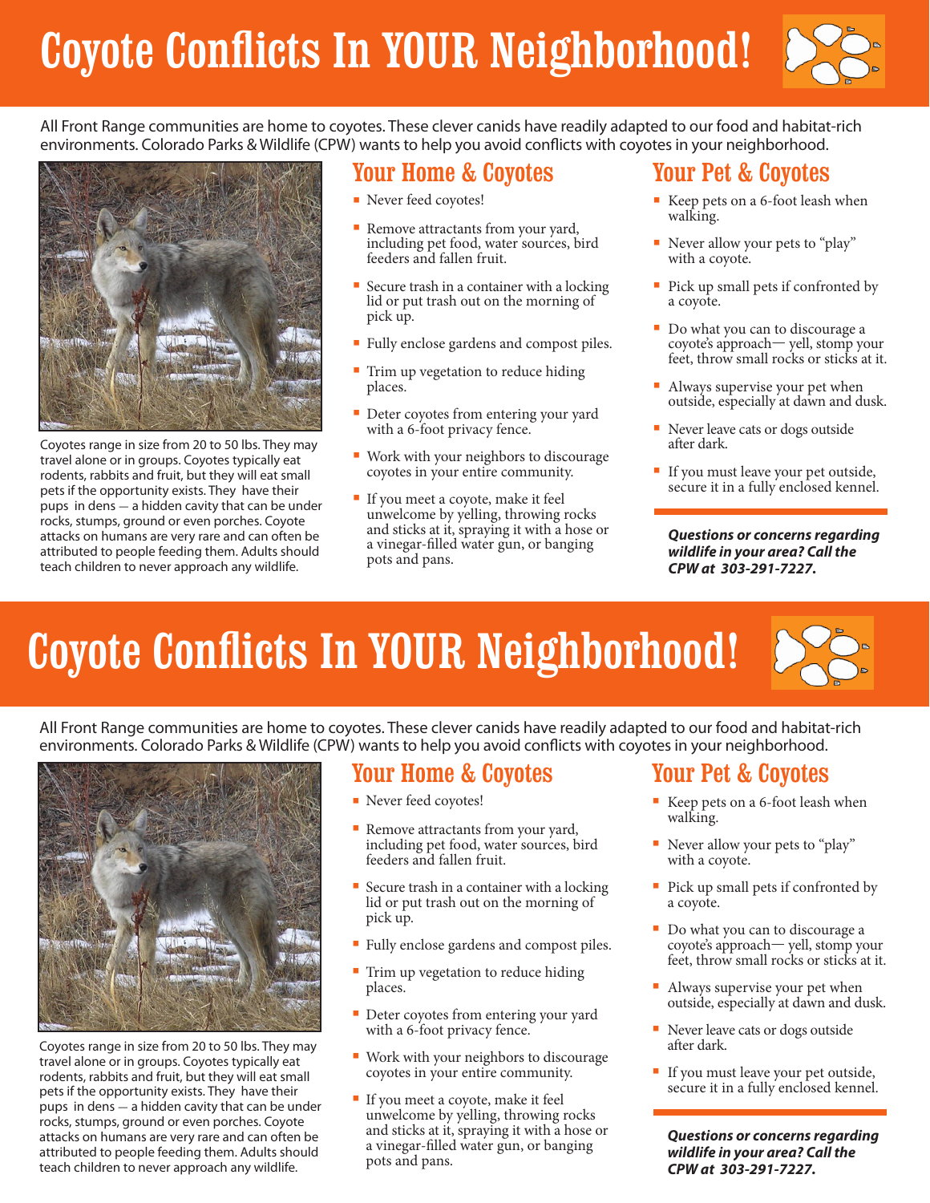# Coyote Conflicts In YOUR Neighborhood!

All Front Range communities are home to coyotes. These clever canids have readily adapted to our food and habitat-rich environments. Colorado Parks & Wildlife (CPW) wants to help you avoid conflicts with coyotes in your neighborhood.

Coyotes range in size from 20 to 50 lbs. They may travel alone or in groups. Coyotes typically eat rodents, rabbits and fruit, but they will eat small pets if the opportunity exists. They have their pups in dens — a hidden cavity that can be under rocks, stumps, ground or even porches. Coyote attacks on humans are very rare and can often be attributed to people feeding them. Adults should teach children to never approach any wildlife.

## Your Home & Coyotes

- Never feed coyotes!
- Remove attractants from your yard, including pet food, water sources, bird feeders and fallen fruit.
- Secure trash in a container with a locking lid or put trash out on the morning of pick up.
- Fully enclose gardens and compost piles.
- Trim up vegetation to reduce hiding places.
- Deter coyotes from entering your yard with a 6-foot privacy fence.
- Work with your neighbors to discourage coyotes in your entire community.
- If you meet a coyote, make it feel unwelcome by yelling, throwing rocks and sticks at it, spraying it with a hose or a vinegar-filled water gun, or banging pots and pans.

## Your Pet & Coyotes

- Keep pets on a 6-foot leash when walking.
- Never allow your pets to "play" with a coyote.
- Pick up small pets if confronted by a coyote.
- Do what you can to discourage a coyote's approach— yell, stomp your feet, throw small rocks or sticks at it.
- Always supervise your pet when outside, especially at dawn and dusk.
- Never leave cats or dogs outside after dark.
- If you must leave your pet outside, secure it in a fully enclosed kennel.

***Questions or concerns regarding wildlife in your area? Call the CPW at 303-291-7227.***

# Coyote Conflicts In YOUR Neighborhood!

All Front Range communities are home to coyotes. These clever canids have readily adapted to our food and habitat-rich environments. Colorado Parks & Wildlife (CPW) wants to help you avoid conflicts with coyotes in your neighborhood.

Coyotes range in size from 20 to 50 lbs. They may travel alone or in groups. Coyotes typically eat rodents, rabbits and fruit, but they will eat small pets if the opportunity exists. They have their pups in dens — a hidden cavity that can be under rocks, stumps, ground or even porches. Coyote attacks on humans are very rare and can often be attributed to people feeding them. Adults should teach children to never approach any wildlife.

## Your Home & Coyotes

- Never feed coyotes!
- Remove attractants from your yard, including pet food, water sources, bird feeders and fallen fruit.
- Secure trash in a container with a locking lid or put trash out on the morning of pick up.
- Fully enclose gardens and compost piles.
- Trim up vegetation to reduce hiding places.
- Deter coyotes from entering your yard with a 6-foot privacy fence.
- Work with your neighbors to discourage coyotes in your entire community.
- If you meet a coyote, make it feel unwelcome by yelling, throwing rocks and sticks at it, spraying it with a hose or a vinegar-filled water gun, or banging pots and pans.

## Your Pet & Coyotes

- Keep pets on a 6-foot leash when walking.
- Never allow your pets to "play" with a coyote.
- Pick up small pets if confronted by a coyote.
- Do what you can to discourage a coyote's approach— yell, stomp your feet, throw small rocks or sticks at it.
- Always supervise your pet when outside, especially at dawn and dusk.
- Never leave cats or dogs outside after dark.
- If you must leave your pet outside, secure it in a fully enclosed kennel.

***Questions or concerns regarding wildlife in your area? Call the CPW at 303-291-7227.***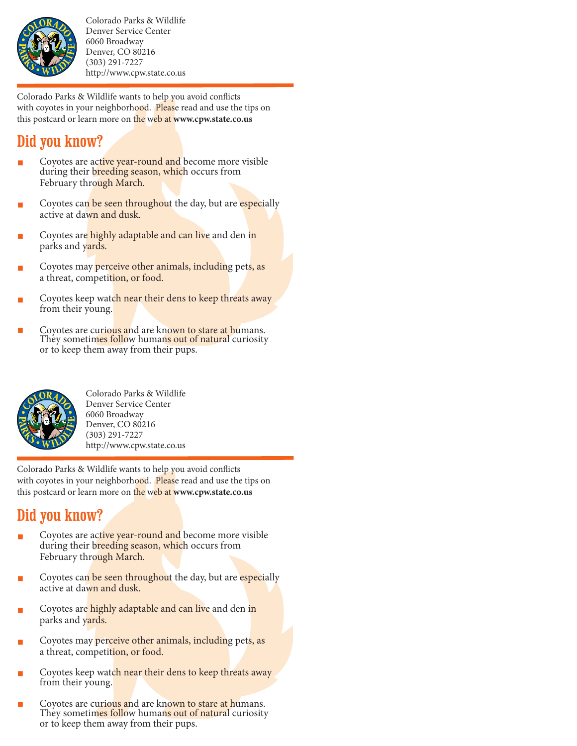Colorado Parks & Wildlife
Denver Service Center
6060 Broadway
Denver, CO 80216
(303) 291-7227
http://www.cpw.state.co.us

Colorado Parks & Wildlife wants to help you avoid conflicts with coyotes in your neighborhood. Please read and use the tips on this postcard or learn more on the web at **www.cpw.state.co.us**

## Did you know?

- Coyotes are active year-round and become more visible during their breeding season, which occurs from February through March.
- Coyotes can be seen throughout the day, but are especially active at dawn and dusk.
- Coyotes are highly adaptable and can live and den in parks and yards.
- Coyotes may perceive other animals, including pets, as a threat, competition, or food.
- Coyotes keep watch near their dens to keep threats away from their young.
- Coyotes are curious and are known to stare at humans. They sometimes follow humans out of natural curiosity or to keep them away from their pups.

Colorado Parks & Wildlife
Denver Service Center
6060 Broadway
Denver, CO 80216
(303) 291-7227
http://www.cpw.state.co.us

Colorado Parks & Wildlife wants to help you avoid conflicts with coyotes in your neighborhood. Please read and use the tips on this postcard or learn more on the web at **www.cpw.state.co.us**

## Did you know?

- Coyotes are active year-round and become more visible during their breeding season, which occurs from February through March.
- Coyotes can be seen throughout the day, but are especially active at dawn and dusk.
- Coyotes are highly adaptable and can live and den in parks and yards.
- Coyotes may perceive other animals, including pets, as a threat, competition, or food.
- Coyotes keep watch near their dens to keep threats away from their young.
- Coyotes are curious and are known to stare at humans. They sometimes follow humans out of natural curiosity or to keep them away from their pups.